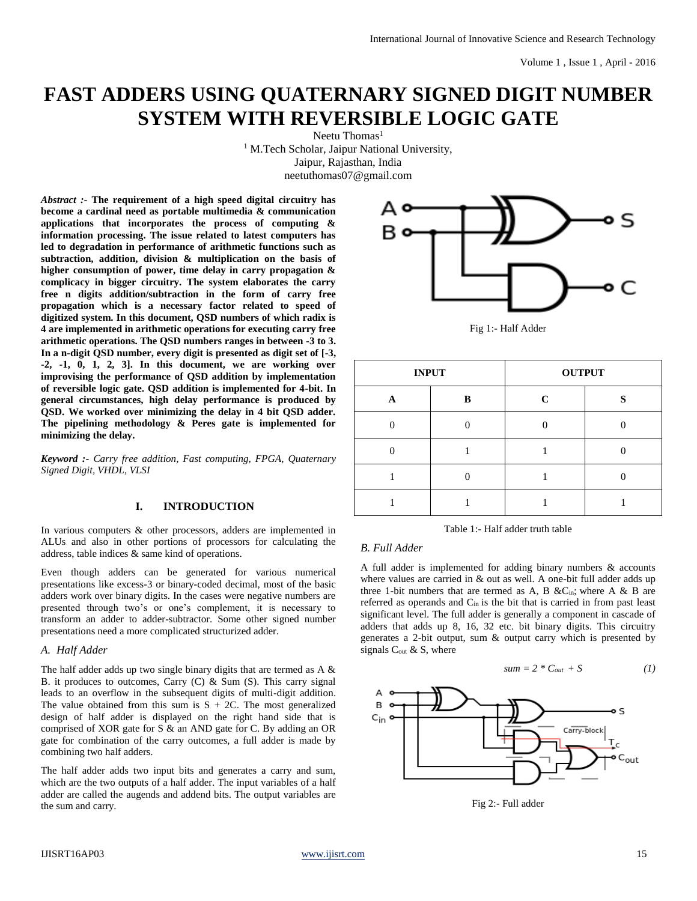# FAST ADDERS USING QUATERNARY SIGNED DIGIT NUMBER SYSTEM WITH REVERSIBLE LOGIC GATE

Neetu Thomas[1]

[1] M.Tech Scholar, Jaipur National University,
Jaipur, Rajasthan, India
neetuthomas07@gmail.com

***Abstract :-*** **The requirement of a high speed digital circuitry has become a cardinal need as portable multimedia & communication applications that incorporates the process of computing & information processing. The issue related to latest computers has led to degradation in performance of arithmetic functions such as subtraction, addition, division & multiplication on the basis of higher consumption of power, time delay in carry propagation & complicacy in bigger circuitry. The system elaborates the carry free n digits addition/subtraction in the form of carry free propagation which is a necessary factor related to speed of digitized system. In this document, QSD numbers of which radix is 4 are implemented in arithmetic operations for executing carry free arithmetic operations. The QSD numbers ranges in between -3 to 3. In a n-digit QSD number, every digit is presented as digit set of [-3, -2, -1, 0, 1, 2, 3]. In this document, we are working over improvising the performance of QSD addition by implementation of reversible logic gate. QSD addition is implemented for 4-bit. In general circumstances, high delay performance is produced by QSD. We worked over minimizing the delay in 4 bit QSD adder. The pipelining methodology & Peres gate is implemented for minimizing the delay.**

***Keyword :-*** *Carry free addition, Fast computing, FPGA, Quaternary Signed Digit, VHDL, VLSI*

## I. INTRODUCTION

In various computers & other processors, adders are implemented in ALUs and also in other portions of processors for calculating the address, table indices & same kind of operations.

Even though adders can be generated for various numerical presentations like excess-3 or binary-coded decimal, most of the basic adders work over binary digits. In the cases were negative numbers are presented through two's or one's complement, it is necessary to transform an adder to adder-subtractor. Some other signed number presentations need a more complicated structurized adder.

### *A. Half Adder*

The half adder adds up two single binary digits that are termed as A & B. it produces to outcomes, Carry (C) & Sum (S). This carry signal leads to an overflow in the subsequent digits of multi-digit addition. The value obtained from this sum is S + 2C. The most generalized design of half adder is displayed on the right hand side that is comprised of XOR gate for S & an AND gate for C. By adding an OR gate for combination of the carry outcomes, a full adder is made by combining two half adders.

The half adder adds two input bits and generates a carry and sum, which are the two outputs of a half adder. The input variables of a half adder are called the augends and addend bits. The output variables are the sum and carry.

Fig 1:- Half Adder

| INPUT | | OUTPUT | |
|---|---|---|---|
| **A** | **B** | **C** | **S** |
| 0 | 0 | 0 | 0 |
| 0 | 1 | 1 | 0 |
| 1 | 0 | 1 | 0 |
| 1 | 1 | 1 | 1 |

Table 1:- Half adder truth table

### *B. Full Adder*

A full adder is implemented for adding binary numbers & accounts where values are carried in & out as well. A one-bit full adder adds up three 1-bit numbers that are termed as A, B &$C_{in}$; where A & B are referred as operands and $C_{in}$ is the bit that is carried in from past least significant level. The full adder is generally a component in cascade of adders that adds up 8, 16, 32 etc. bit binary digits. This circuitry generates a 2-bit output, sum & output carry which is presented by signals $C_{out}$ & S, where

$$sum = 2 * C_{out} + S \qquad (1)$$

Fig 2:- Full adder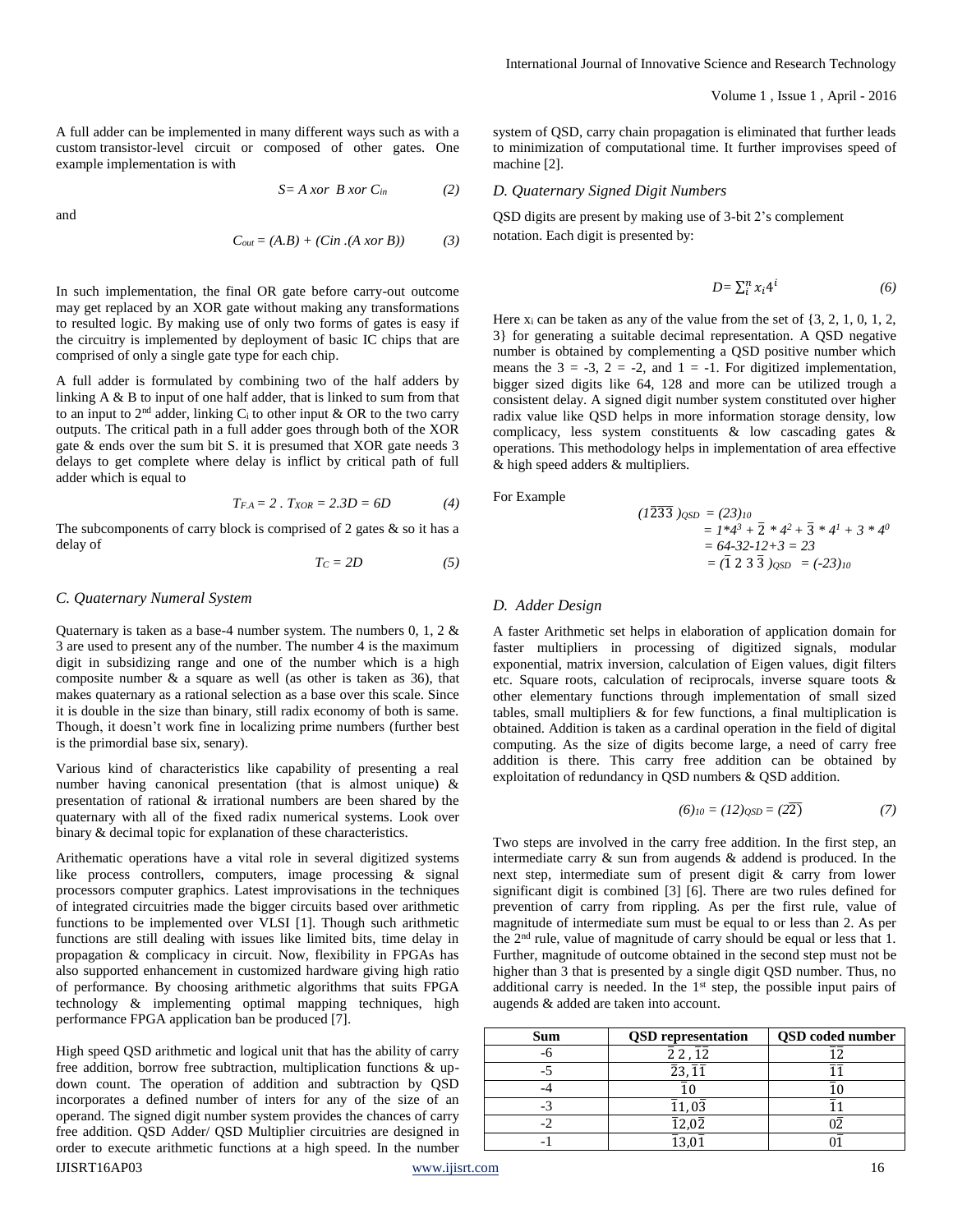A full adder can be implemented in many different ways such as with a custom transistor-level circuit or composed of other gates. One example implementation is with

$$S= A \text{ xor } B \text{ xor } C_{in} \qquad (2)$$

and

$$C_{out} = (A.B) + (Cin .(A \text{ xor } B)) \qquad (3)$$

In such implementation, the final OR gate before carry-out outcome may get replaced by an XOR gate without making any transformations to resulted logic. By making use of only two forms of gates is easy if the circuitry is implemented by deployment of basic IC chips that are comprised of only a single gate type for each chip.

A full adder is formulated by combining two of the half adders by linking A & B to input of one half adder, that is linked to sum from that to an input to 2nd adder, linking $C_i$ to other input & OR to the two carry outputs. The critical path in a full adder goes through both of the XOR gate & ends over the sum bit S. it is presumed that XOR gate needs 3 delays to get complete where delay is inflict by critical path of full adder which is equal to

$$T_{F.A} = 2 \,.\, T_{XOR} = 2.3D = 6D \qquad (4)$$

The subcomponents of carry block is comprised of 2 gates & so it has a delay of

$$T_C = 2D \qquad (5)$$

### *C. Quaternary Numeral System*

Quaternary is taken as a base-4 number system. The numbers 0, 1, 2 & 3 are used to present any of the number. The number 4 is the maximum digit in subsidizing range and one of the number which is a high composite number & a square as well (as other is taken as 36), that makes quaternary as a rational selection as a base over this scale. Since it is double in the size than binary, still radix economy of both is same. Though, it doesn't work fine in localizing prime numbers (further best is the primordial base six, senary).

Various kind of characteristics like capability of presenting a real number having canonical presentation (that is almost unique) & presentation of rational & irrational numbers are been shared by the quaternary with all of the fixed radix numerical systems. Look over binary & decimal topic for explanation of these characteristics.

Arithematic operations have a vital role in several digitized systems like process controllers, computers, image processing & signal processors computer graphics. Latest improvisations in the techniques of integrated circuitries made the bigger circuits based over arithmetic functions to be implemented over VLSI [1]. Though such arithmetic functions are still dealing with issues like limited bits, time delay in propagation & complicacy in circuit. Now, flexibility in FPGAs has also supported enhancement in customized hardware giving high ratio of performance. By choosing arithmetic algorithms that suits FPGA technology & implementing optimal mapping techniques, high performance FPGA application ban be produced [7].

High speed QSD arithmetic and logical unit that has the ability of carry free addition, borrow free subtraction, multiplication functions & up-down count. The operation of addition and subtraction by QSD incorporates a defined number of inters for any of the size of an operand. The signed digit number system provides the chances of carry free addition. QSD Adder/ QSD Multiplier circuitries are designed in order to execute arithmetic functions at a high speed. In the number system of QSD, carry chain propagation is eliminated that further leads to minimization of computational time. It further improvises speed of machine [2].

### *D. Quaternary Signed Digit Numbers*

QSD digits are present by making use of 3-bit 2's complement notation. Each digit is presented by:

$$D= \sum_{i}^{n} x_i 4^i \qquad (6)$$

Here $x_i$ can be taken as any of the value from the set of {3, 2, 1, 0, 1, 2, 3} for generating a suitable decimal representation. A QSD negative number is obtained by complementing a QSD positive number which means the 3 = -3, 2 = -2, and 1 = -1. For digitized implementation, bigger sized digits like 64, 128 and more can be utilized trough a consistent delay. A signed digit number system constituted over higher radix value like QSD helps in more information storage density, low complicacy, less system constituents & low cascading gates & operations. This methodology helps in implementation of area effective & high speed adders & multipliers.

For Example

$$\begin{aligned}(1\bar{2}\bar{3}\bar{3})_{QSD} &= (23)_{10} \\ &= 1*4^3 + \bar{2}*4^2 + \bar{3}*4^1 + 3*4^0 \\ &= 64-32-12+3 = 23 \\ &= (\bar{1}\ 2\ 3\ \bar{3})_{QSD} = (-23)_{10}\end{aligned}$$

### *D. Adder Design*

A faster Arithmetic set helps in elaboration of application domain for faster multipliers in processing of digitized signals, modular exponential, matrix inversion, calculation of Eigen values, digit filters etc. Square roots, calculation of reciprocals, inverse square toots & other elementary functions through implementation of small sized tables, small multipliers & for few functions, a final multiplication is obtained. Addition is taken as a cardinal operation in the field of digital computing. As the size of digits become large, a need of carry free addition is there. This carry free addition can be obtained by exploitation of redundancy in QSD numbers & QSD addition.

$$(6)_{10} = (12)_{QSD} = (2\bar{2}) \qquad (7)$$

Two steps are involved in the carry free addition. In the first step, an intermediate carry & sun from augends & addend is produced. In the next step, intermediate sum of present digit & carry from lower significant digit is combined [3] [6]. There are two rules defined for prevention of carry from rippling. As per the first rule, value of magnitude of intermediate sum must be equal to or less than 2. As per the 2nd rule, value of magnitude of carry should be equal or less that 1. Further, magnitude of outcome obtained in the second step must not be higher than 3 that is presented by a single digit QSD number. Thus, no additional carry is needed. In the 1st step, the possible input pairs of augends & added are taken into account.

| Sum | QSD representation | QSD coded number |
|---|---|---|
| -6 | $\bar{2}\,2$ , $\bar{1}\bar{2}$ | $\bar{1}\bar{2}$ |
| -5 | $\bar{2}3$, $\bar{1}\bar{1}$ | $\bar{1}\bar{1}$ |
| -4 | $\bar{1}0$ | $\bar{1}0$ |
| -3 | $\bar{1}1$, $0\bar{3}$ | $\bar{1}1$ |
| -2 | $\bar{1}2$,$0\bar{2}$ | $0\bar{2}$ |
| -1 | $\bar{1}3$,$0\bar{1}$ | $0\bar{1}$ |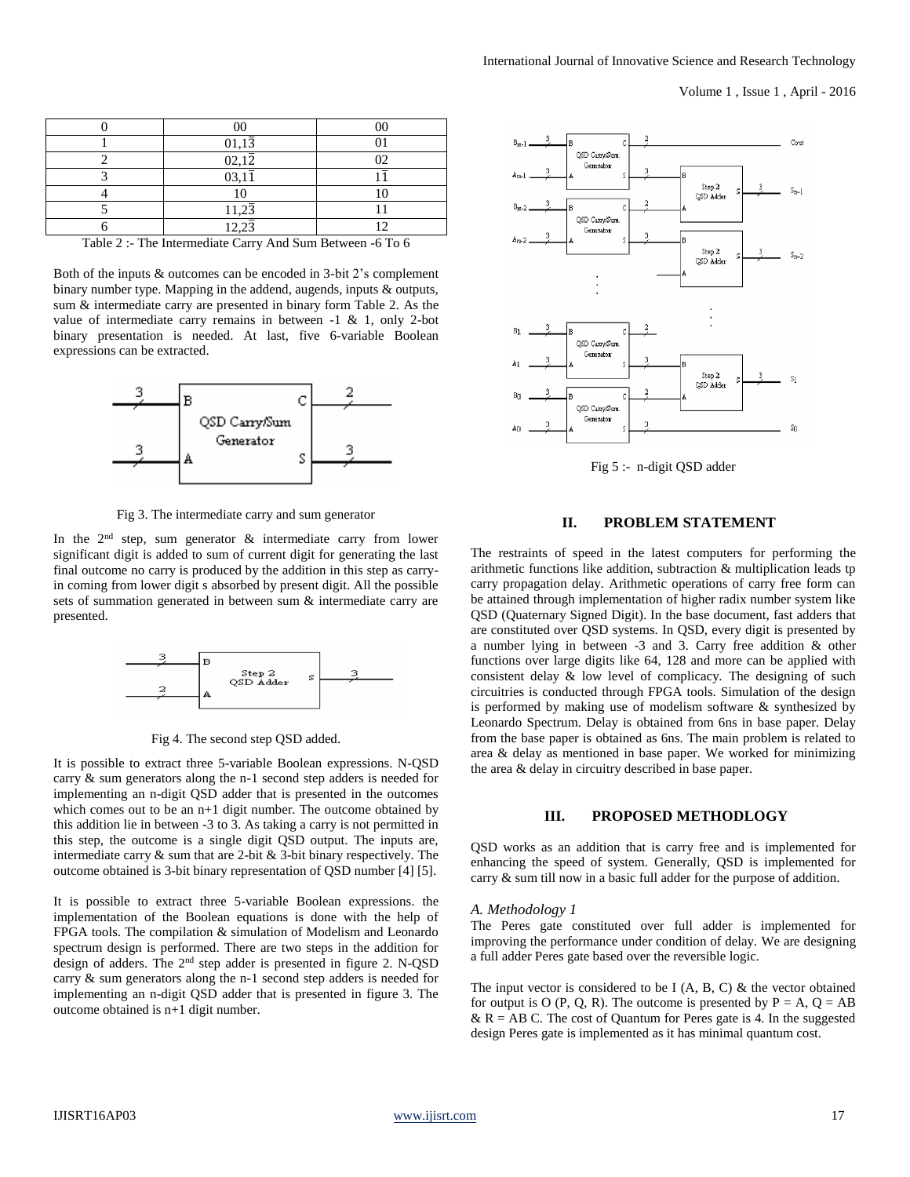| 0 | 00 | 00 |
|---|---|---|
| 1 | $01,1\bar{3}$ | 01 |
| 2 | $02,1\bar{2}$ | 02 |
| 3 | $03,1\bar{1}$ | $1\bar{1}$ |
| 4 | 10 | 10 |
| 5 | $11,2\bar{3}$ | 11 |
| 6 | $12,2\bar{3}$ | 12 |

Table 2 :- The Intermediate Carry And Sum Between -6 To 6

Both of the inputs & outcomes can be encoded in 3-bit 2's complement binary number type. Mapping in the addend, augends, inputs & outputs, sum & intermediate carry are presented in binary form Table 2. As the value of intermediate carry remains in between -1 & 1, only 2-bot binary presentation is needed. At last, five 6-variable Boolean expressions can be extracted.

Fig 3. The intermediate carry and sum generator

In the 2nd step, sum generator & intermediate carry from lower significant digit is added to sum of current digit for generating the last final outcome no carry is produced by the addition in this step as carry-in coming from lower digit s absorbed by present digit. All the possible sets of summation generated in between sum & intermediate carry are presented.

Fig 4. The second step QSD added.

It is possible to extract three 5-variable Boolean expressions. N-QSD carry & sum generators along the n-1 second step adders is needed for implementing an n-digit QSD adder that is presented in the outcomes which comes out to be an n+1 digit number. The outcome obtained by this addition lie in between -3 to 3. As taking a carry is not permitted in this step, the outcome is a single digit QSD output. The inputs are, intermediate carry & sum that are 2-bit & 3-bit binary respectively. The outcome obtained is 3-bit binary representation of QSD number [4] [5].

It is possible to extract three 5-variable Boolean expressions. the implementation of the Boolean equations is done with the help of FPGA tools. The compilation & simulation of Modelism and Leonardo spectrum design is performed. There are two steps in the addition for design of adders. The 2nd step adder is presented in figure 2. N-QSD carry & sum generators along the n-1 second step adders is needed for implementing an n-digit QSD adder that is presented in figure 3. The outcome obtained is n+1 digit number.

Fig 5 :- n-digit QSD adder

## II. PROBLEM STATEMENT

The restraints of speed in the latest computers for performing the arithmetic functions like addition, subtraction & multiplication leads tp carry propagation delay. Arithmetic operations of carry free form can be attained through implementation of higher radix number system like QSD (Quaternary Signed Digit). In the base document, fast adders that are constituted over QSD systems. In QSD, every digit is presented by a number lying in between -3 and 3. Carry free addition & other functions over large digits like 64, 128 and more can be applied with consistent delay & low level of complicacy. The designing of such circuitries is conducted through FPGA tools. Simulation of the design is performed by making use of modelism software & synthesized by Leonardo Spectrum. Delay is obtained from 6ns in base paper. Delay from the base paper is obtained as 6ns. The main problem is related to area & delay as mentioned in base paper. We worked for minimizing the area & delay in circuitry described in base paper.

## III. PROPOSED METHODLOGY

QSD works as an addition that is carry free and is implemented for enhancing the speed of system. Generally, QSD is implemented for carry & sum till now in a basic full adder for the purpose of addition.

### *A. Methodology 1*

The Peres gate constituted over full adder is implemented for improving the performance under condition of delay. We are designing a full adder Peres gate based over the reversible logic.

The input vector is considered to be I (A, B, C) & the vector obtained for output is O (P, Q, R). The outcome is presented by P = A, Q = AB & R = AB C. The cost of Quantum for Peres gate is 4. In the suggested design Peres gate is implemented as it has minimal quantum cost.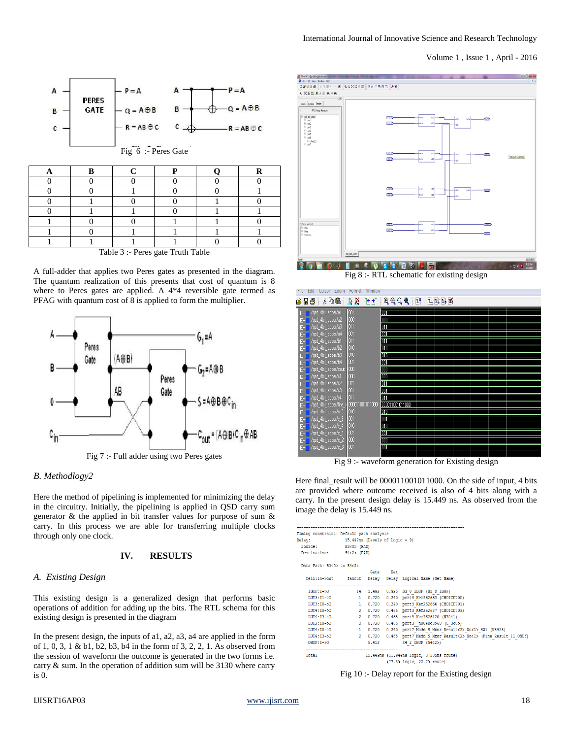Fig 6 :- Peres Gate

| A | B | C | P | Q | R |
|---|---|---|---|---|---|
| 0 | 0 | 0 | 0 | 0 | 0 |
| 0 | 0 | 1 | 0 | 0 | 1 |
| 0 | 1 | 0 | 0 | 1 | 0 |
| 0 | 1 | 1 | 0 | 1 | 1 |
| 1 | 0 | 0 | 1 | 1 | 0 |
| 1 | 0 | 1 | 1 | 1 | 1 |
| 1 | 1 | 1 | 1 | 0 | 0 |

Table 3 :- Peres gate Truth Table

A full-adder that applies two Peres gates as presented in the diagram. The quantum realization of this presents that cost of quantum is 8 where to Peres gates are applied. A 4*4 reversible gate termed as PFAG with quantum cost of 8 is applied to form the multiplier.

Fig 7 :- Full adder using two Peres gates

*B. Methodlogy2*

Here the method of pipelining is implemented for minimizing the delay in the circuitry. Initially, the pipelining is applied in QSD carry sum generator & the applied in bit transfer values for purpose of sum & carry. In this process we are able for transferring multiple clocks through only one clock.

## IV. RESULTS

*A. Existing Design*

This existing design is a generalized design that performs basic operations of addition for adding up the bits. The RTL schema for this existing design is presented in the diagram

In the present design, the inputs of a1, a2, a3, a4 are applied in the form of 1, 0, 3, 1 & b1, b2, b3, b4 in the form of 3, 2, 2, 1. As observed from the session of waveform the outcome is generated in the two forms i.e. carry & sum. In the operation of addition sum will be 3130 where carry is 0.

Fig 8 :- RTL schematic for existing design

Fig 9 :- waveform generation for Existing design

Here final_result will be 000011001011000. On the side of input, 4 bits are provided where outcome received is also of 4 bits along with a carry. In the present design delay is 15.449 ns. As observed from the image the delay is 15.449 ns.

```
Timing constraint: Default path analysis
Delay:               15.449ns (Levels of Logic = 9)
  Source:            B3<0> (PAD)
  Destination:       S4<2> (PAD)

  Data Path: B3<0> to S4<2>
                                Gate     Net
    Cell:in->out      fanout   Delay   Delay  Logical Name (Net Name)
    ----------------------------------------  ------------
     IBUF:I->O            14   1.492   0.925  B3_0_IBUF (B3_0_IBUF)
     LUT3:I1->O            1   0.720   0.240  port3_Ker262663 (CHOICE700)
     LUT3:I0->O            1   0.720   0.240  port3_Ker262666 (CHOICE701)
     LUT4:I0->O            2   0.720   0.465  port3_Ker262687 (CHOICE703)
     LUT4:I3->O            2   0.720   0.465  port3_Ker262120 (N7041)
     LUT2:I0->O            2   0.720   0.465  port3__n0048<3>60 (C_3<0>)
     LUT4:I0->O            1   0.720   0.240  port7_Madd_5_Mxor_Result<2>_Xo<1>_SW1 (N8923)
     LUT4:I3->O            2   0.720   0.465  port7_Madd_5_Mxor_Result<2>_Xo<1> (Fine_Result_11_OBUF)
     OBUF:I->O                 5.612          S4_2_OBUF (S4<2>)
    ----------------------------------------
    Total                     15.449ns (11.944ns logic, 3.505ns route)
                                       (77.3% logic, 22.7% route)
```

Fig 10 :- Delay report for the Existing design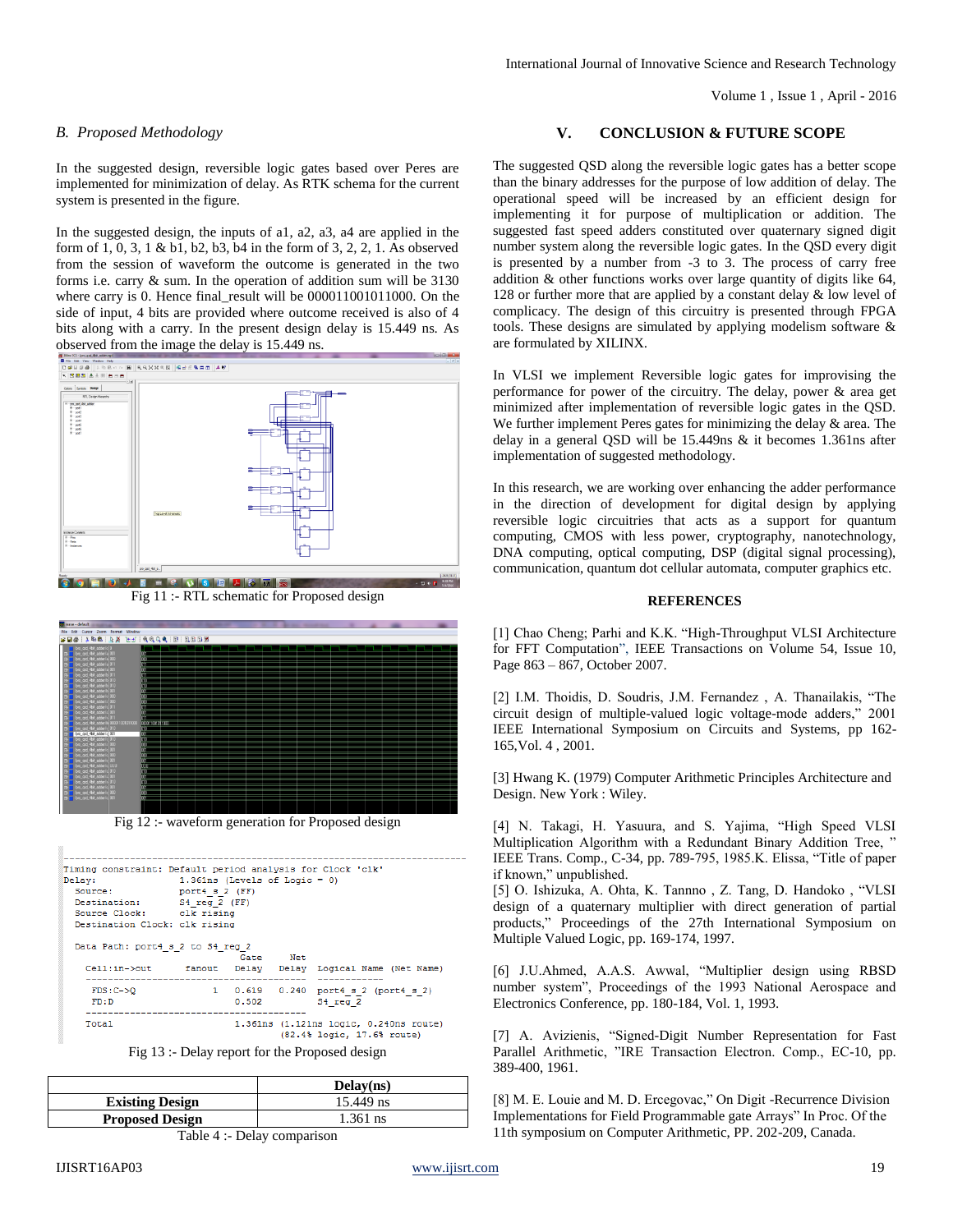### B. Proposed Methodology

In the suggested design, reversible logic gates based over Peres are implemented for minimization of delay. As RTK schema for the current system is presented in the figure.

In the suggested design, the inputs of a1, a2, a3, a4 are applied in the form of 1, 0, 3, 1 & b1, b2, b3, b4 in the form of 3, 2, 2, 1. As observed from the session of waveform the outcome is generated in the two forms i.e. carry & sum. In the operation of addition sum will be 3130 where carry is 0. Hence final_result will be 000011001011000. On the side of input, 4 bits are provided where outcome received is also of 4 bits along with a carry. In the present design delay is 15.449 ns. As observed from the image the delay is 15.449 ns.

Fig 11 :- RTL schematic for Proposed design

Fig 12 :- waveform generation for Proposed design

```
Timing constraint: Default period analysis for Clock 'clk'
Delay:              1.361ns (Levels of Logic = 0)
  Source:           port4_s_2 (FF)
  Destination:      S4_reg_2 (FF)
  Source Clock:     clk rising
  Destination Clock: clk rising

  Data Path: port4_s_2 to S4_reg_2
                                Gate     Net
    Cell:in->out      fanout   Delay   Delay  Logical Name (Net Name)
    ----------------------------------------  ------------
     FDS:C->Q              1   0.619   0.240  port4_s_2 (port4_s_2)
     FD:D                      0.502          S4_reg_2
    ----------------------------------------
    Total                      1.361ns (1.121ns logic, 0.240ns route)
                                       (82.4% logic, 17.6% route)
```

Fig 13 :- Delay report for the Proposed design

| | Delay(ns) |
|---|---|
| **Existing Design** | 15.449 ns |
| **Proposed Design** | 1.361 ns |

Table 4 :- Delay comparison

## V. CONCLUSION & FUTURE SCOPE

The suggested QSD along the reversible logic gates has a better scope than the binary addresses for the purpose of low addition of delay. The operational speed will be increased by an efficient design for implementing it for purpose of multiplication or addition. The suggested fast speed adders constituted over quaternary signed digit number system along the reversible logic gates. In the QSD every digit is presented by a number from -3 to 3. The process of carry free addition & other functions works over large quantity of digits like 64, 128 or further more that are applied by a constant delay & low level of complicacy. The design of this circuitry is presented through FPGA tools. These designs are simulated by applying modelism software & are formulated by XILINX.

In VLSI we implement Reversible logic gates for improvising the performance for power of the circuitry. The delay, power & area get minimized after implementation of reversible logic gates in the QSD. We further implement Peres gates for minimizing the delay & area. The delay in a general QSD will be 15.449ns & it becomes 1.361ns after implementation of suggested methodology.

In this research, we are working over enhancing the adder performance in the direction of development for digital design by applying reversible logic circuitries that acts as a support for quantum computing, CMOS with less power, cryptography, nanotechnology, DNA computing, optical computing, DSP (digital signal processing), communication, quantum dot cellular automata, computer graphics etc.

## REFERENCES

[1] Chao Cheng; Parhi and K.K. "High-Throughput VLSI Architecture for FFT Computation", IEEE Transactions on Volume 54, Issue 10, Page 863 – 867, October 2007.

[2] I.M. Thoidis, D. Soudris, J.M. Fernandez , A. Thanailakis, "The circuit design of multiple-valued logic voltage-mode adders," 2001 IEEE International Symposium on Circuits and Systems, pp 162-165,Vol. 4 , 2001.

[3] Hwang K. (1979) Computer Arithmetic Principles Architecture and Design. New York : Wiley.

[4] N. Takagi, H. Yasuura, and S. Yajima, "High Speed VLSI Multiplication Algorithm with a Redundant Binary Addition Tree, " IEEE Trans. Comp., C-34, pp. 789-795, 1985.K. Elissa, "Title of paper if known," unpublished.

[5] O. Ishizuka, A. Ohta, K. Tannno , Z. Tang, D. Handoko , "VLSI design of a quaternary multiplier with direct generation of partial products," Proceedings of the 27th International Symposium on Multiple Valued Logic, pp. 169-174, 1997.

[6] J.U.Ahmed, A.A.S. Awwal, "Multiplier design using RBSD number system", Proceedings of the 1993 National Aerospace and Electronics Conference, pp. 180-184, Vol. 1, 1993.

[7] A. Avizienis, "Signed-Digit Number Representation for Fast Parallel Arithmetic, "IRE Transaction Electron. Comp., EC-10, pp. 389-400, 1961.

[8] M. E. Louie and M. D. Ercegovac," On Digit -Recurrence Division Implementations for Field Programmable gate Arrays" In Proc. Of the 11th symposium on Computer Arithmetic, PP. 202-209, Canada.